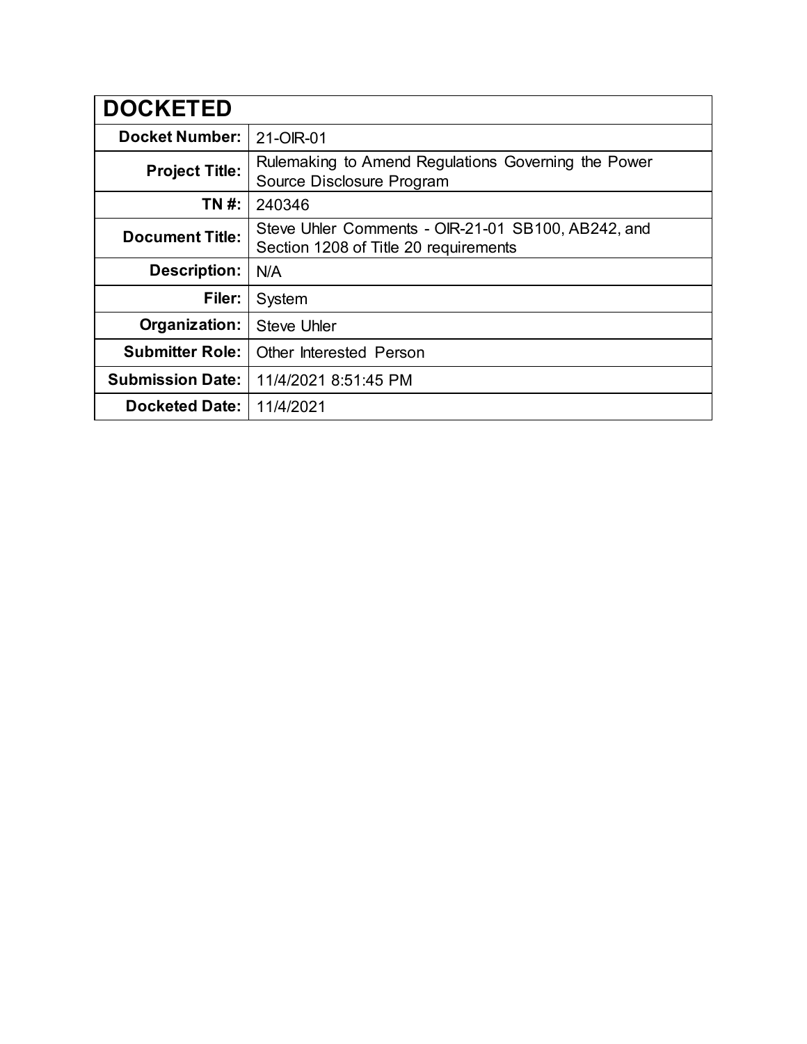| DOCKETED | |
|---|---|
| **Docket Number:** | 21-OIR-01 |
| **Project Title:** | Rulemaking to Amend Regulations Governing the Power Source Disclosure Program |
| **TN #:** | 240346 |
| **Document Title:** | Steve Uhler Comments - OIR-21-01 SB100, AB242, and Section 1208 of Title 20 requirements |
| **Description:** | N/A |
| **Filer:** | System |
| **Organization:** | Steve Uhler |
| **Submitter Role:** | Other Interested Person |
| **Submission Date:** | 11/4/2021 8:51:45 PM |
| **Docketed Date:** | 11/4/2021 |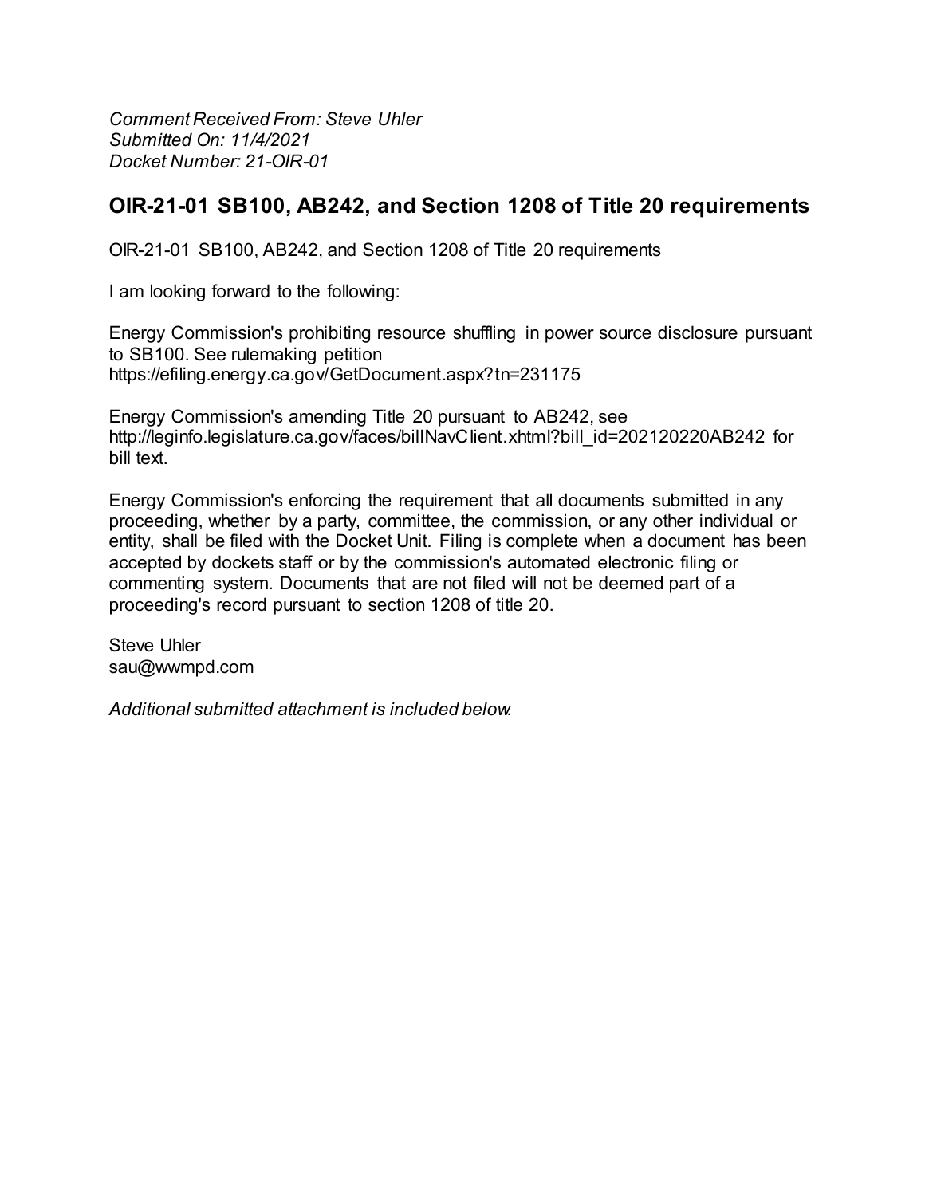*Comment Received From: Steve Uhler*
*Submitted On: 11/4/2021*
*Docket Number: 21-OIR-01*

## OIR-21-01 SB100, AB242, and Section 1208 of Title 20 requirements

OIR-21-01 SB100, AB242, and Section 1208 of Title 20 requirements

I am looking forward to the following:

Energy Commission's prohibiting resource shuffling in power source disclosure pursuant to SB100. See rulemaking petition https://efiling.energy.ca.gov/GetDocument.aspx?tn=231175

Energy Commission's amending Title 20 pursuant to AB242, see http://leginfo.legislature.ca.gov/faces/billNavClient.xhtml?bill_id=202120220AB242 for bill text.

Energy Commission's enforcing the requirement that all documents submitted in any proceeding, whether by a party, committee, the commission, or any other individual or entity, shall be filed with the Docket Unit. Filing is complete when a document has been accepted by dockets staff or by the commission's automated electronic filing or commenting system. Documents that are not filed will not be deemed part of a proceeding's record pursuant to section 1208 of title 20.

Steve Uhler
sau@wwmpd.com

*Additional submitted attachment is included below.*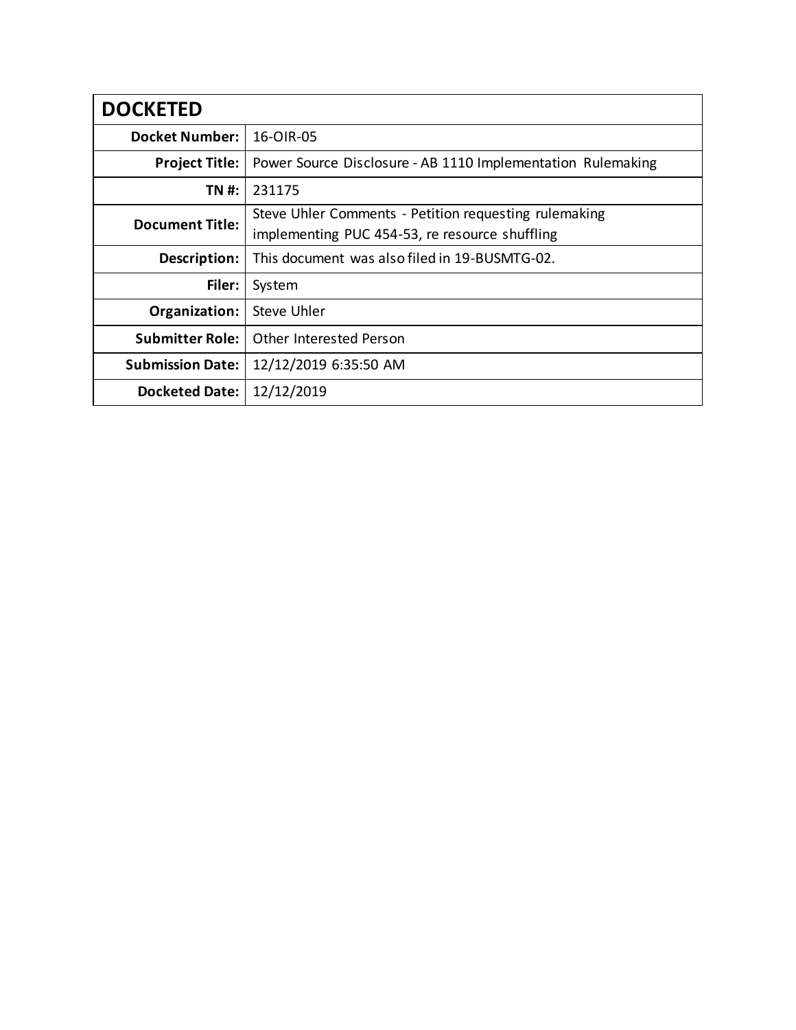| DOCKETED | |
|---|---|
| **Docket Number:** | 16-OIR-05 |
| **Project Title:** | Power Source Disclosure - AB 1110 Implementation Rulemaking |
| **TN #:** | 231175 |
| **Document Title:** | Steve Uhler Comments - Petition requesting rulemaking implementing PUC 454-53, re resource shuffling |
| **Description:** | This document was also filed in 19-BUSMTG-02. |
| **Filer:** | System |
| **Organization:** | Steve Uhler |
| **Submitter Role:** | Other Interested Person |
| **Submission Date:** | 12/12/2019 6:35:50 AM |
| **Docketed Date:** | 12/12/2019 |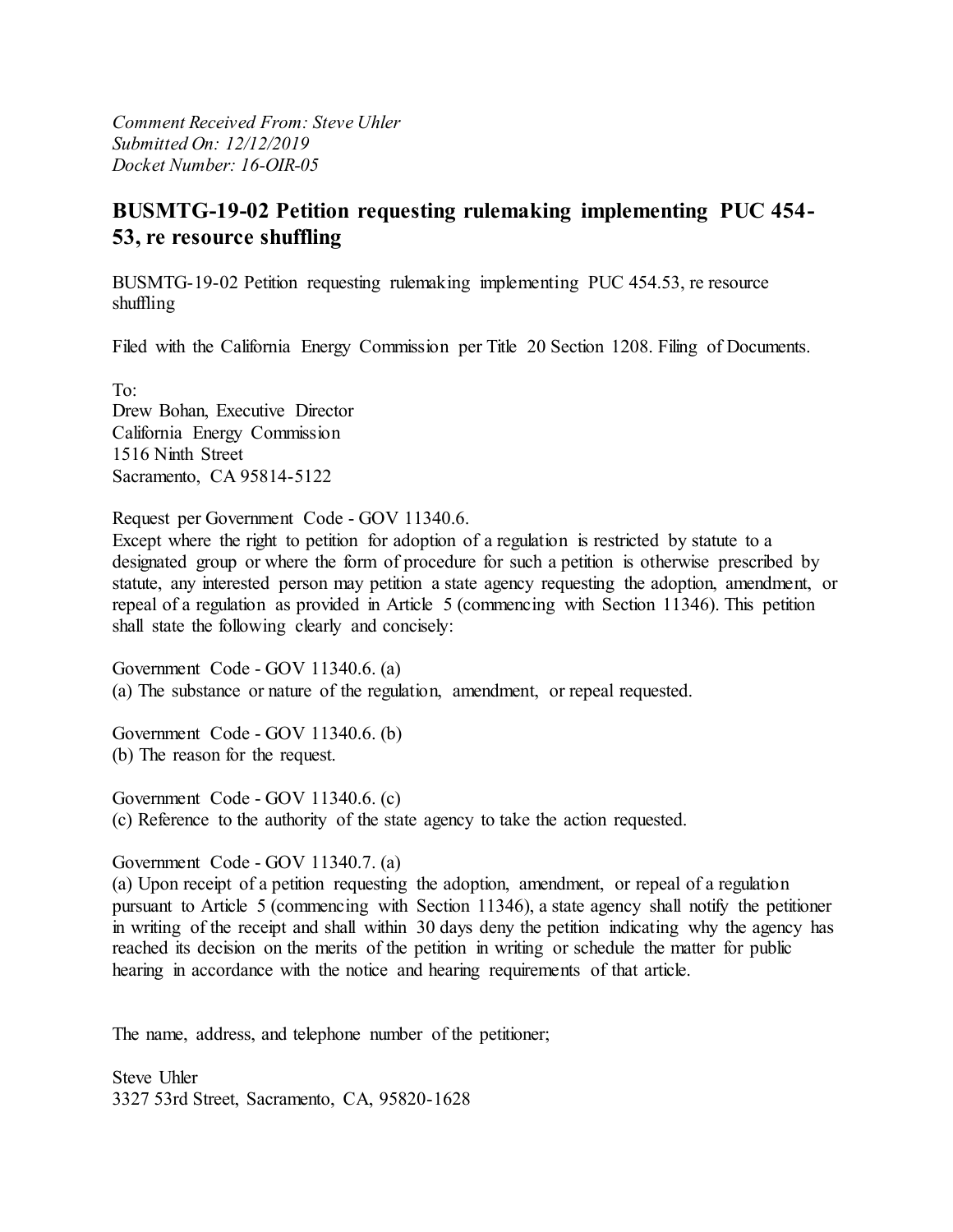*Comment Received From: Steve Uhler*
*Submitted On: 12/12/2019*
*Docket Number: 16-OIR-05*

## BUSMTG-19-02 Petition requesting rulemaking implementing PUC 454-53, re resource shuffling

BUSMTG-19-02 Petition requesting rulemaking implementing PUC 454.53, re resource shuffling

Filed with the California Energy Commission per Title 20 Section 1208. Filing of Documents.

To:
Drew Bohan, Executive Director
California Energy Commission
1516 Ninth Street
Sacramento, CA 95814-5122

Request per Government Code - GOV 11340.6.
Except where the right to petition for adoption of a regulation is restricted by statute to a designated group or where the form of procedure for such a petition is otherwise prescribed by statute, any interested person may petition a state agency requesting the adoption, amendment, or repeal of a regulation as provided in Article 5 (commencing with Section 11346). This petition shall state the following clearly and concisely:

Government Code - GOV 11340.6. (a)
(a) The substance or nature of the regulation, amendment, or repeal requested.

Government Code - GOV 11340.6. (b)
(b) The reason for the request.

Government Code - GOV 11340.6. (c)
(c) Reference to the authority of the state agency to take the action requested.

Government Code - GOV 11340.7. (a)
(a) Upon receipt of a petition requesting the adoption, amendment, or repeal of a regulation pursuant to Article 5 (commencing with Section 11346), a state agency shall notify the petitioner in writing of the receipt and shall within 30 days deny the petition indicating why the agency has reached its decision on the merits of the petition in writing or schedule the matter for public hearing in accordance with the notice and hearing requirements of that article.

The name, address, and telephone number of the petitioner;

Steve Uhler
3327 53rd Street, Sacramento, CA, 95820-1628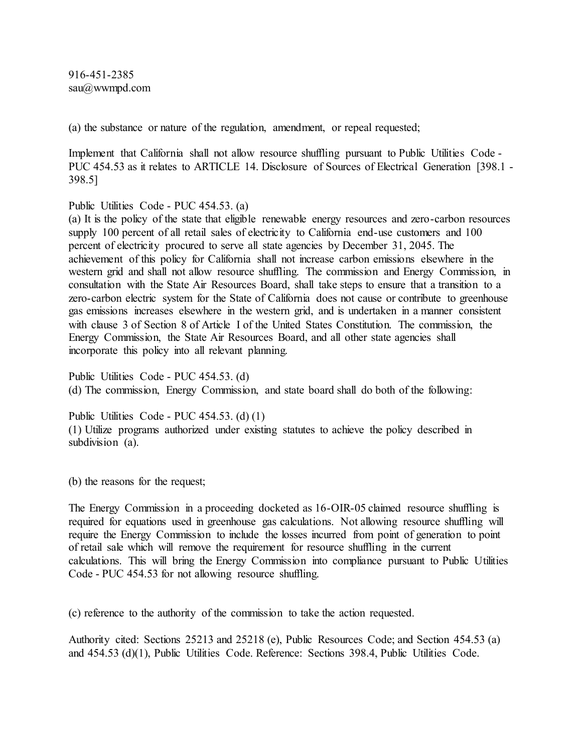916-451-2385
sau@wwmpd.com

(a) the substance or nature of the regulation, amendment, or repeal requested;

Implement that California shall not allow resource shuffling pursuant to Public Utilities Code - PUC 454.53 as it relates to ARTICLE 14. Disclosure of Sources of Electrical Generation [398.1 - 398.5]

Public Utilities Code - PUC 454.53. (a)
(a) It is the policy of the state that eligible renewable energy resources and zero-carbon resources supply 100 percent of all retail sales of electricity to California end-use customers and 100 percent of electricity procured to serve all state agencies by December 31, 2045. The achievement of this policy for California shall not increase carbon emissions elsewhere in the western grid and shall not allow resource shuffling. The commission and Energy Commission, in consultation with the State Air Resources Board, shall take steps to ensure that a transition to a zero-carbon electric system for the State of California does not cause or contribute to greenhouse gas emissions increases elsewhere in the western grid, and is undertaken in a manner consistent with clause 3 of Section 8 of Article I of the United States Constitution. The commission, the Energy Commission, the State Air Resources Board, and all other state agencies shall incorporate this policy into all relevant planning.

Public Utilities Code - PUC 454.53. (d)
(d) The commission, Energy Commission, and state board shall do both of the following:

Public Utilities Code - PUC 454.53. (d) (1)
(1) Utilize programs authorized under existing statutes to achieve the policy described in subdivision (a).

(b) the reasons for the request;

The Energy Commission in a proceeding docketed as 16-OIR-05 claimed resource shuffling is required for equations used in greenhouse gas calculations. Not allowing resource shuffling will require the Energy Commission to include the losses incurred from point of generation to point of retail sale which will remove the requirement for resource shuffling in the current calculations. This will bring the Energy Commission into compliance pursuant to Public Utilities Code - PUC 454.53 for not allowing resource shuffling.

(c) reference to the authority of the commission to take the action requested.

Authority cited: Sections 25213 and 25218 (e), Public Resources Code; and Section 454.53 (a) and 454.53 (d)(1), Public Utilities Code. Reference: Sections 398.4, Public Utilities Code.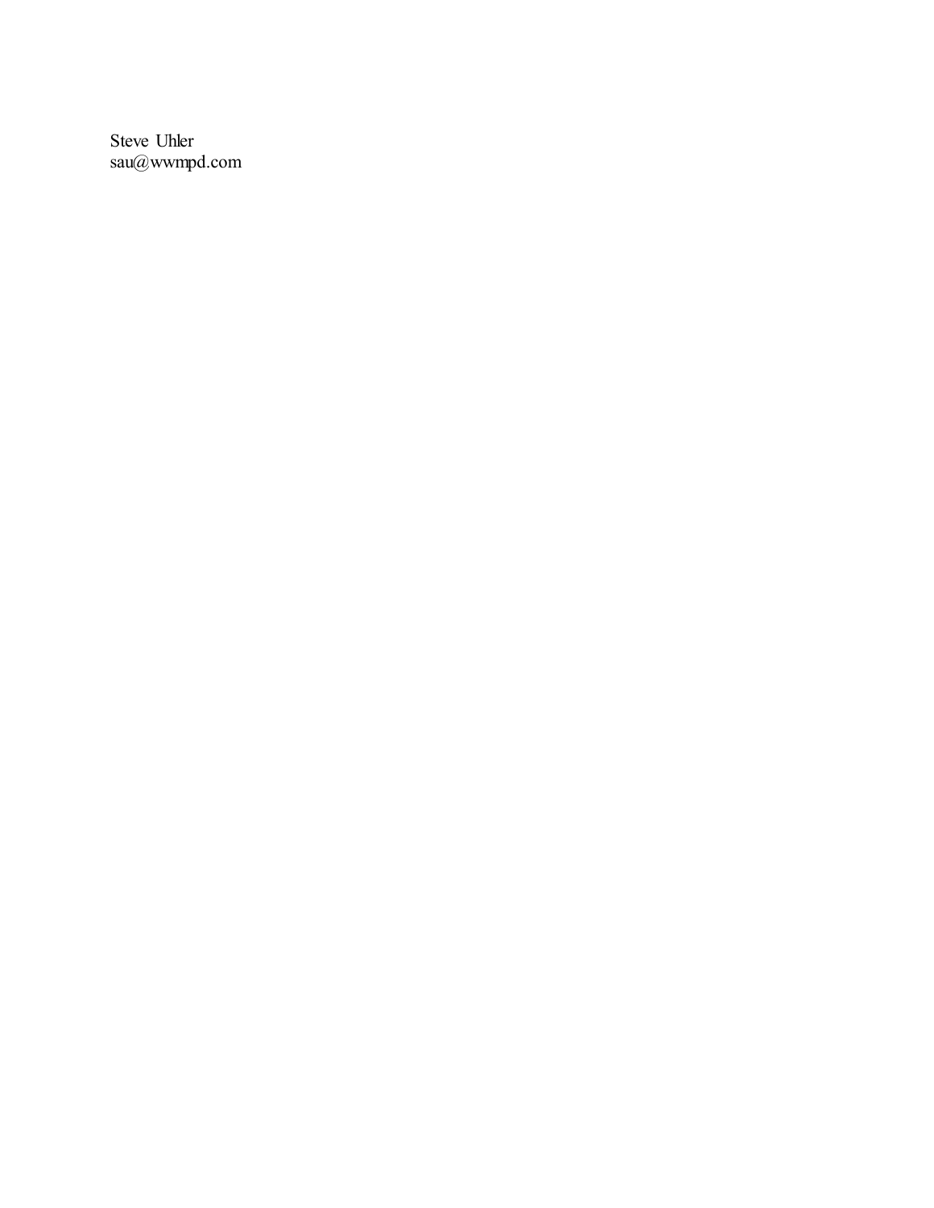Steve Uhler
sau@wwmpd.com